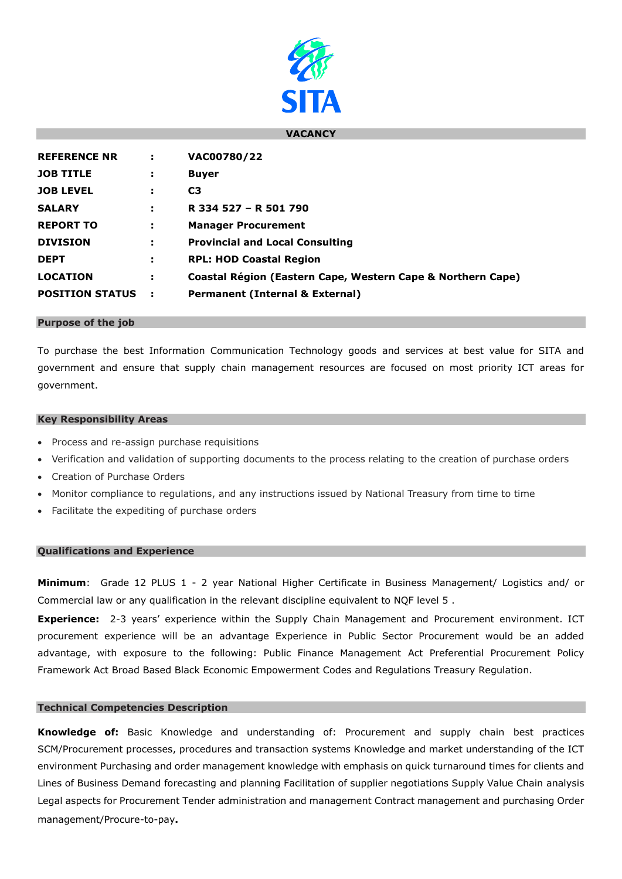SITA

## VACANCY

| | | |
|---|---|---|
| **REFERENCE NR** | **:** | **VAC00780/22** |
| **JOB TITLE** | **:** | **Buyer** |
| **JOB LEVEL** | **:** | **C3** |
| **SALARY** | **:** | **R 334 527 – R 501 790** |
| **REPORT TO** | **:** | **Manager Procurement** |
| **DIVISION** | **:** | **Provincial and Local Consulting** |
| **DEPT** | **:** | **RPL: HOD Coastal Region** |
| **LOCATION** | **:** | **Coastal Région (Eastern Cape, Western Cape & Northern Cape)** |
| **POSITION STATUS** | **:** | **Permanent (Internal & External)** |

### Purpose of the job

To purchase the best Information Communication Technology goods and services at best value for SITA and government and ensure that supply chain management resources are focused on most priority ICT areas for government.

### Key Responsibility Areas

- Process and re-assign purchase requisitions
- Verification and validation of supporting documents to the process relating to the creation of purchase orders
- Creation of Purchase Orders
- Monitor compliance to regulations, and any instructions issued by National Treasury from time to time
- Facilitate the expediting of purchase orders

### Qualifications and Experience

**Minimum**: Grade 12 PLUS 1 - 2 year National Higher Certificate in Business Management/ Logistics and/ or Commercial law or any qualification in the relevant discipline equivalent to NQF level 5 .

**Experience:** 2-3 years' experience within the Supply Chain Management and Procurement environment. ICT procurement experience will be an advantage Experience in Public Sector Procurement would be an added advantage, with exposure to the following: Public Finance Management Act Preferential Procurement Policy Framework Act Broad Based Black Economic Empowerment Codes and Regulations Treasury Regulation.

### Technical Competencies Description

**Knowledge of:** Basic Knowledge and understanding of: Procurement and supply chain best practices SCM/Procurement processes, procedures and transaction systems Knowledge and market understanding of the ICT environment Purchasing and order management knowledge with emphasis on quick turnaround times for clients and Lines of Business Demand forecasting and planning Facilitation of supplier negotiations Supply Value Chain analysis Legal aspects for Procurement Tender administration and management Contract management and purchasing Order management/Procure-to-pay**.**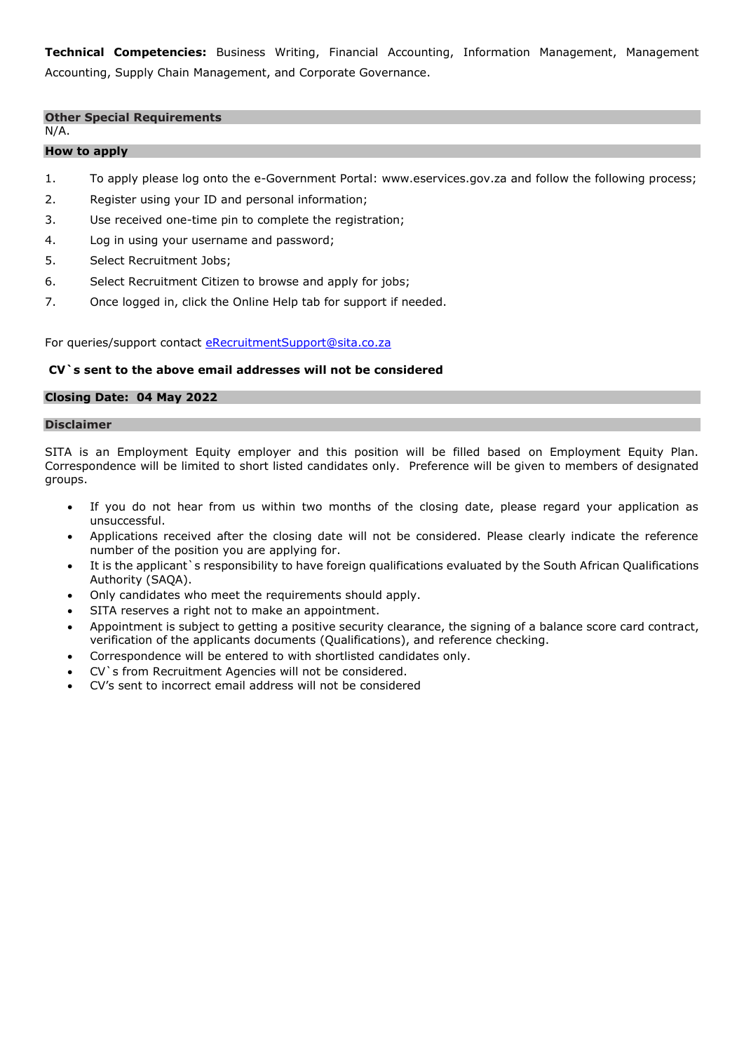**Technical Competencies:** Business Writing, Financial Accounting, Information Management, Management Accounting, Supply Chain Management, and Corporate Governance.

## Other Special Requirements

N/A.

## How to apply

1. To apply please log onto the e-Government Portal: www.eservices.gov.za and follow the following process;
2. Register using your ID and personal information;
3. Use received one-time pin to complete the registration;
4. Log in using your username and password;
5. Select Recruitment Jobs;
6. Select Recruitment Citizen to browse and apply for jobs;
7. Once logged in, click the Online Help tab for support if needed.

For queries/support contact eRecruitmentSupport@sita.co.za

**CV`s sent to the above email addresses will not be considered**

## Closing Date: 04 May 2022

## Disclaimer

SITA is an Employment Equity employer and this position will be filled based on Employment Equity Plan. Correspondence will be limited to short listed candidates only. Preference will be given to members of designated groups.

- If you do not hear from us within two months of the closing date, please regard your application as unsuccessful.
- Applications received after the closing date will not be considered. Please clearly indicate the reference number of the position you are applying for.
- It is the applicant`s responsibility to have foreign qualifications evaluated by the South African Qualifications Authority (SAQA).
- Only candidates who meet the requirements should apply.
- SITA reserves a right not to make an appointment.
- Appointment is subject to getting a positive security clearance, the signing of a balance score card contract, verification of the applicants documents (Qualifications), and reference checking.
- Correspondence will be entered to with shortlisted candidates only.
- CV`s from Recruitment Agencies will not be considered.
- CV's sent to incorrect email address will not be considered